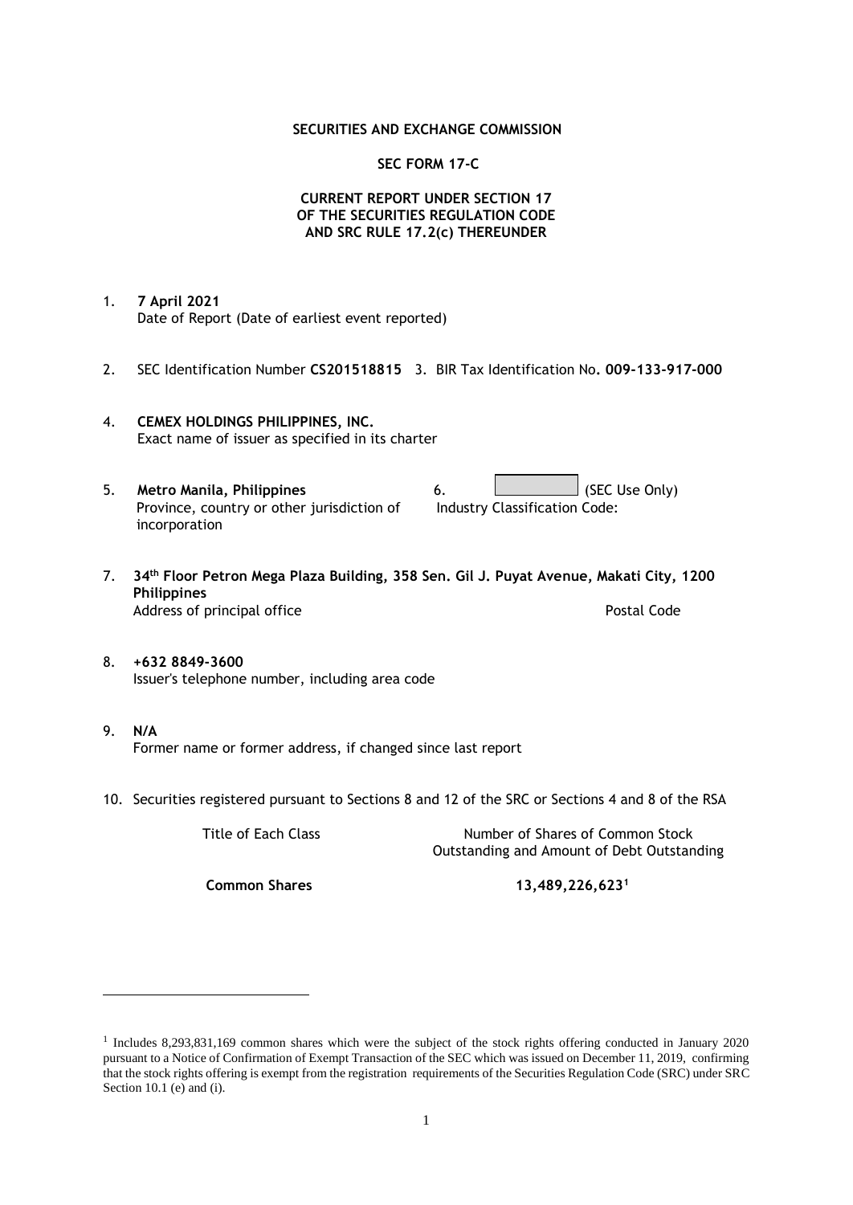**SECURITIES AND EXCHANGE COMMISSION**

**SEC FORM 17-C**

**CURRENT REPORT UNDER SECTION 17
OF THE SECURITIES REGULATION CODE
AND SRC RULE 17.2(c) THEREUNDER**

1. **7 April 2021**
   Date of Report (Date of earliest event reported)

2. SEC Identification Number **CS201518815** 3. BIR Tax Identification No**. 009-133-917-000**

4. **CEMEX HOLDINGS PHILIPPINES, INC.**
   Exact name of issuer as specified in its charter

5. **Metro Manila, Philippines**
   Province, country or other jurisdiction of incorporation

6. (SEC Use Only)
   Industry Classification Code:

7. **34th Floor Petron Mega Plaza Building, 358 Sen. Gil J. Puyat Avenue, Makati City, 1200 Philippines**
   Address of principal office Postal Code

8. **+632 8849-3600**
   Issuer's telephone number, including area code

9. **N/A**
   Former name or former address, if changed since last report

10. Securities registered pursuant to Sections 8 and 12 of the SRC or Sections 4 and 8 of the RSA

| Title of Each Class | Number of Shares of Common Stock Outstanding and Amount of Debt Outstanding |
|---|---|
| **Common Shares** | **13,489,226,623**[1] |

[1] Includes 8,293,831,169 common shares which were the subject of the stock rights offering conducted in January 2020 pursuant to a Notice of Confirmation of Exempt Transaction of the SEC which was issued on December 11, 2019, confirming that the stock rights offering is exempt from the registration requirements of the Securities Regulation Code (SRC) under SRC Section 10.1 (e) and (i).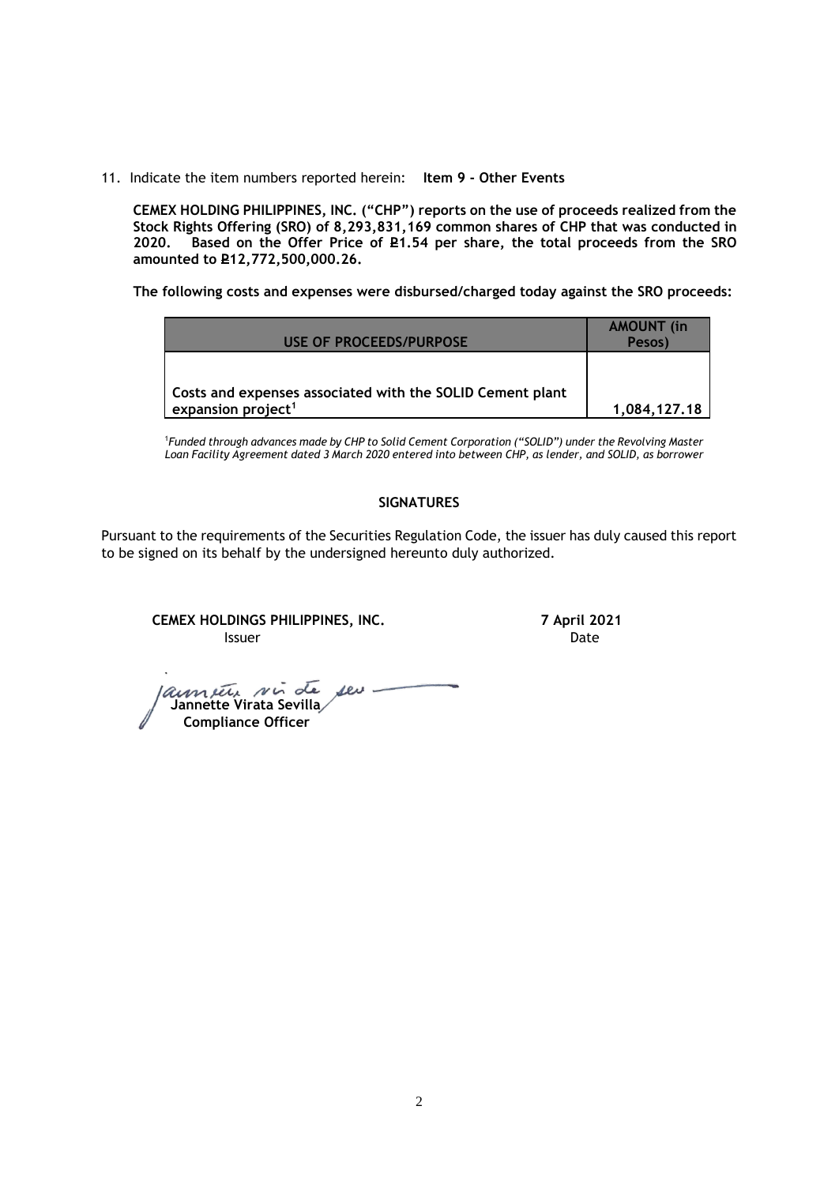11. Indicate the item numbers reported herein: **Item 9 - Other Events**

**CEMEX HOLDING PHILIPPINES, INC. ("CHP") reports on the use of proceeds realized from the Stock Rights Offering (SRO) of 8,293,831,169 common shares of CHP that was conducted in 2020. Based on the Offer Price of ₱1.54 per share, the total proceeds from the SRO amounted to ₱12,772,500,000.26.**

**The following costs and expenses were disbursed/charged today against the SRO proceeds:**

| USE OF PROCEEDS/PURPOSE | AMOUNT (in Pesos) |
|---|---|
| Costs and expenses associated with the SOLID Cement plant expansion project[1] | 1,084,127.18 |

[1]*Funded through advances made by CHP to Solid Cement Corporation ("SOLID") under the Revolving Master Loan Facility Agreement dated 3 March 2020 entered into between CHP, as lender, and SOLID, as borrower*

**SIGNATURES**

Pursuant to the requirements of the Securities Regulation Code, the issuer has duly caused this report to be signed on its behalf by the undersigned hereunto duly authorized.

**CEMEX HOLDINGS PHILIPPINES, INC.**
Issuer

**7 April 2021**
Date

**Jannette Virata Sevilla**
**Compliance Officer**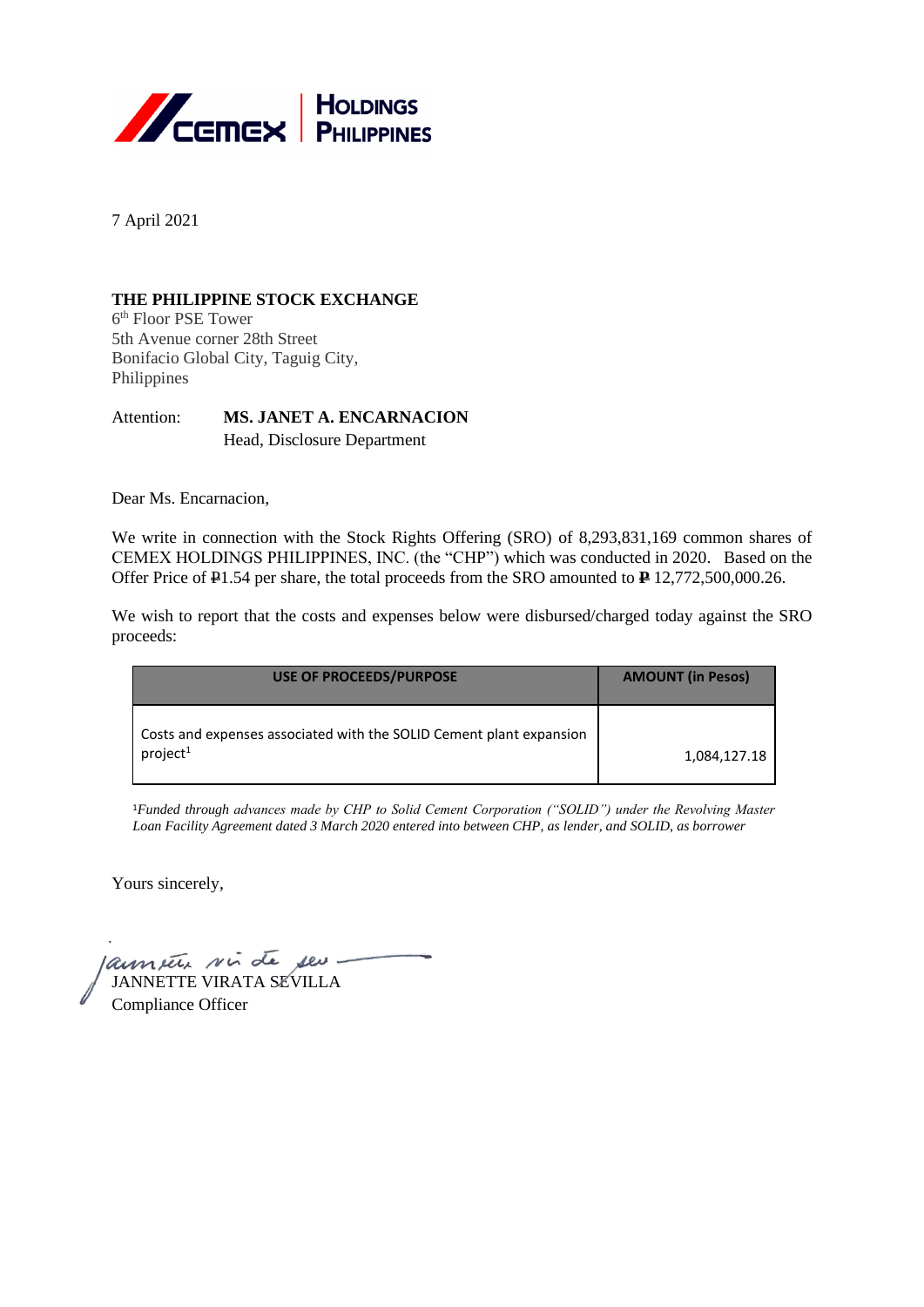7 April 2021

**THE PHILIPPINE STOCK EXCHANGE**
6th Floor PSE Tower
5th Avenue corner 28th Street
Bonifacio Global City, Taguig City,
Philippines

Attention: **MS. JANET A. ENCARNACION**
Head, Disclosure Department

Dear Ms. Encarnacion,

We write in connection with the Stock Rights Offering (SRO) of 8,293,831,169 common shares of CEMEX HOLDINGS PHILIPPINES, INC. (the "CHP") which was conducted in 2020. Based on the Offer Price of ₱1.54 per share, the total proceeds from the SRO amounted to ₱ 12,772,500,000.26.

We wish to report that the costs and expenses below were disbursed/charged today against the SRO proceeds:

| USE OF PROCEEDS/PURPOSE | AMOUNT (in Pesos) |
|---|---|
| Costs and expenses associated with the SOLID Cement plant expansion project[1] | 1,084,127.18 |

[1]*Funded through advances made by CHP to Solid Cement Corporation ("SOLID") under the Revolving Master Loan Facility Agreement dated 3 March 2020 entered into between CHP, as lender, and SOLID, as borrower*

Yours sincerely,

JANNETTE VIRATA SEVILLA
Compliance Officer